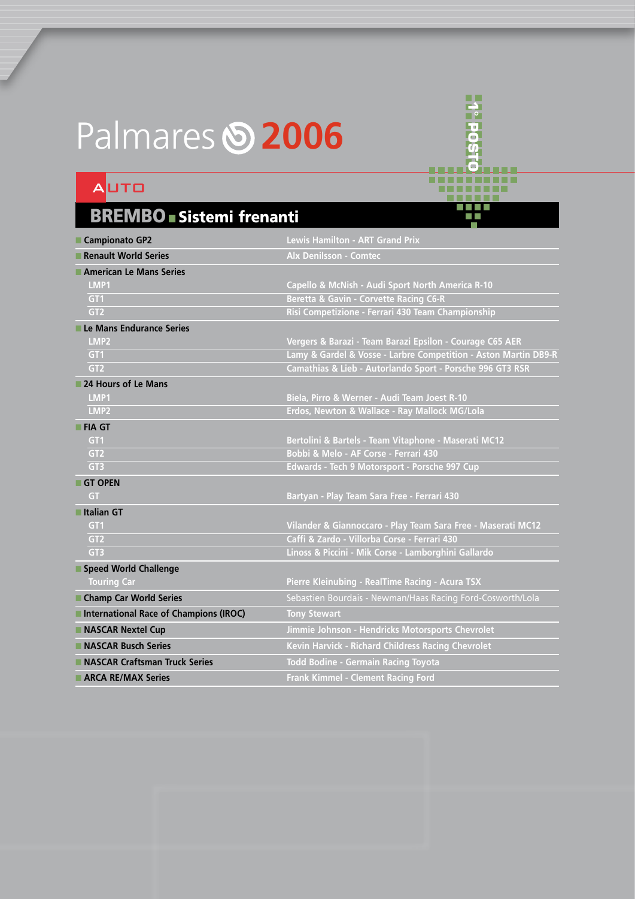# Palmares 2006

**1° POSTO**

## AUTO

### BREMBO ■ Sistemi frenanti

| Campionato | Vincitore |
|---|---|
| **Campionato GP2** | Lewis Hamilton - ART Grand Prix |
| **Renault World Series** | Alx Denilsson - Comtec |
| **American Le Mans Series** | |
| LMP1 | Capello & McNish - Audi Sport North America R-10 |
| GT1 | Beretta & Gavin - Corvette Racing C6-R |
| GT2 | Risi Competizione - Ferrari 430 Team Championship |
| **Le Mans Endurance Series** | |
| LMP2 | Vergers & Barazi - Team Barazi Epsilon - Courage C65 AER |
| GT1 | Lamy & Gardel & Vosse - Larbre Competition - Aston Martin DB9-R |
| GT2 | Camathias & Lieb - Autorlando Sport - Porsche 996 GT3 RSR |
| **24 Hours of Le Mans** | |
| LMP1 | Biela, Pirro & Werner - Audi Team Joest R-10 |
| LMP2 | Erdos, Newton & Wallace - Ray Mallock MG/Lola |
| **FIA GT** | |
| GT1 | Bertolini & Bartels - Team Vitaphone - Maserati MC12 |
| GT2 | Bobbi & Melo - AF Corse - Ferrari 430 |
| GT3 | Edwards - Tech 9 Motorsport - Porsche 997 Cup |
| **GT OPEN** | |
| GT | Bartyan - Play Team Sara Free - Ferrari 430 |
| **Italian GT** | |
| GT1 | Vilander & Giannoccaro - Play Team Sara Free - Maserati MC12 |
| GT2 | Caffi & Zardo - Villorba Corse - Ferrari 430 |
| GT3 | Linoss & Piccini - Mik Corse - Lamborghini Gallardo |
| **Speed World Challenge** | |
| Touring Car | Pierre Kleinubing - RealTime Racing - Acura TSX |
| **Champ Car World Series** | Sebastien Bourdais - Newman/Haas Racing Ford-Cosworth/Lola |
| **International Race of Champions (IROC)** | Tony Stewart |
| **NASCAR Nextel Cup** | Jimmie Johnson - Hendricks Motorsports Chevrolet |
| **NASCAR Busch Series** | Kevin Harvick - Richard Childress Racing Chevrolet |
| **NASCAR Craftsman Truck Series** | Todd Bodine - Germain Racing Toyota |
| **ARCA RE/MAX Series** | Frank Kimmel - Clement Racing Ford |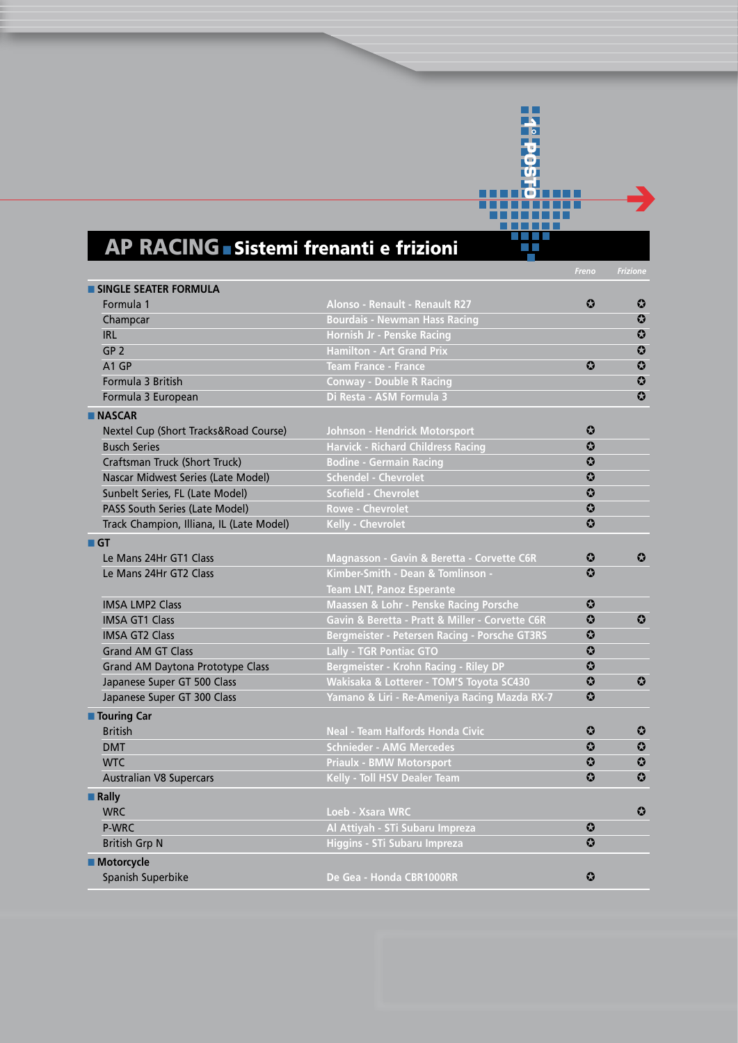# AP RACING Sistemi frenanti e frizioni

1° POSTO

| | | Freno | Frizione |
|---|---|---|---|
| **SINGLE SEATER FORMULA** | | | |
| Formula 1 | Alonso - Renault - Renault R27 | ✪ | ✪ |
| Champcar | Bourdais - Newman Hass Racing | | ✪ |
| IRL | Hornish Jr - Penske Racing | | ✪ |
| GP 2 | Hamilton - Art Grand Prix | | ✪ |
| A1 GP | Team France - France | ✪ | ✪ |
| Formula 3 British | Conway - Double R Racing | | ✪ |
| Formula 3 European | Di Resta - ASM Formula 3 | | ✪ |
| **NASCAR** | | | |
| Nextel Cup (Short Tracks&Road Course) | Johnson - Hendrick Motorsport | ✪ | |
| Busch Series | Harvick - Richard Childress Racing | ✪ | |
| Craftsman Truck (Short Truck) | Bodine - Germain Racing | ✪ | |
| Nascar Midwest Series (Late Model) | Schendel - Chevrolet | ✪ | |
| Sunbelt Series, FL (Late Model) | Scofield - Chevrolet | ✪ | |
| PASS South Series (Late Model) | Rowe - Chevrolet | ✪ | |
| Track Champion, Illiana, IL (Late Model) | Kelly - Chevrolet | ✪ | |
| **GT** | | | |
| Le Mans 24Hr GT1 Class | Magnasson - Gavin & Beretta - Corvette C6R | ✪ | ✪ |
| Le Mans 24Hr GT2 Class | Kimber-Smith - Dean & Tomlinson - Team LNT, Panoz Esperante | ✪ | |
| IMSA LMP2 Class | Maassen & Lohr - Penske Racing Porsche | ✪ | |
| IMSA GT1 Class | Gavin & Beretta - Pratt & Miller - Corvette C6R | ✪ | ✪ |
| IMSA GT2 Class | Bergmeister - Petersen Racing - Porsche GT3RS | ✪ | |
| Grand AM GT Class | Lally - TGR Pontiac GTO | ✪ | |
| Grand AM Daytona Prototype Class | Bergmeister - Krohn Racing - Riley DP | ✪ | |
| Japanese Super GT 500 Class | Wakisaka & Lotterer - TOM'S Toyota SC430 | ✪ | ✪ |
| Japanese Super GT 300 Class | Yamano & Liri - Re-Ameniya Racing Mazda RX-7 | ✪ | |
| **Touring Car** | | | |
| British | Neal - Team Halfords Honda Civic | ✪ | ✪ |
| DMT | Schneider - AMG Mercedes | ✪ | ✪ |
| WTC | Priaulx - BMW Motorsport | ✪ | ✪ |
| Australian V8 Supercars | Kelly - Toll HSV Dealer Team | ✪ | ✪ |
| **Rally** | | | |
| WRC | Loeb - Xsara WRC | | ✪ |
| P-WRC | Al Attiyah - STi Subaru Impreza | ✪ | |
| British Grp N | Higgins - STi Subaru Impreza | ✪ | |
| **Motorcycle** | | | |
| Spanish Superbike | De Gea - Honda CBR1000RR | ✪ | |